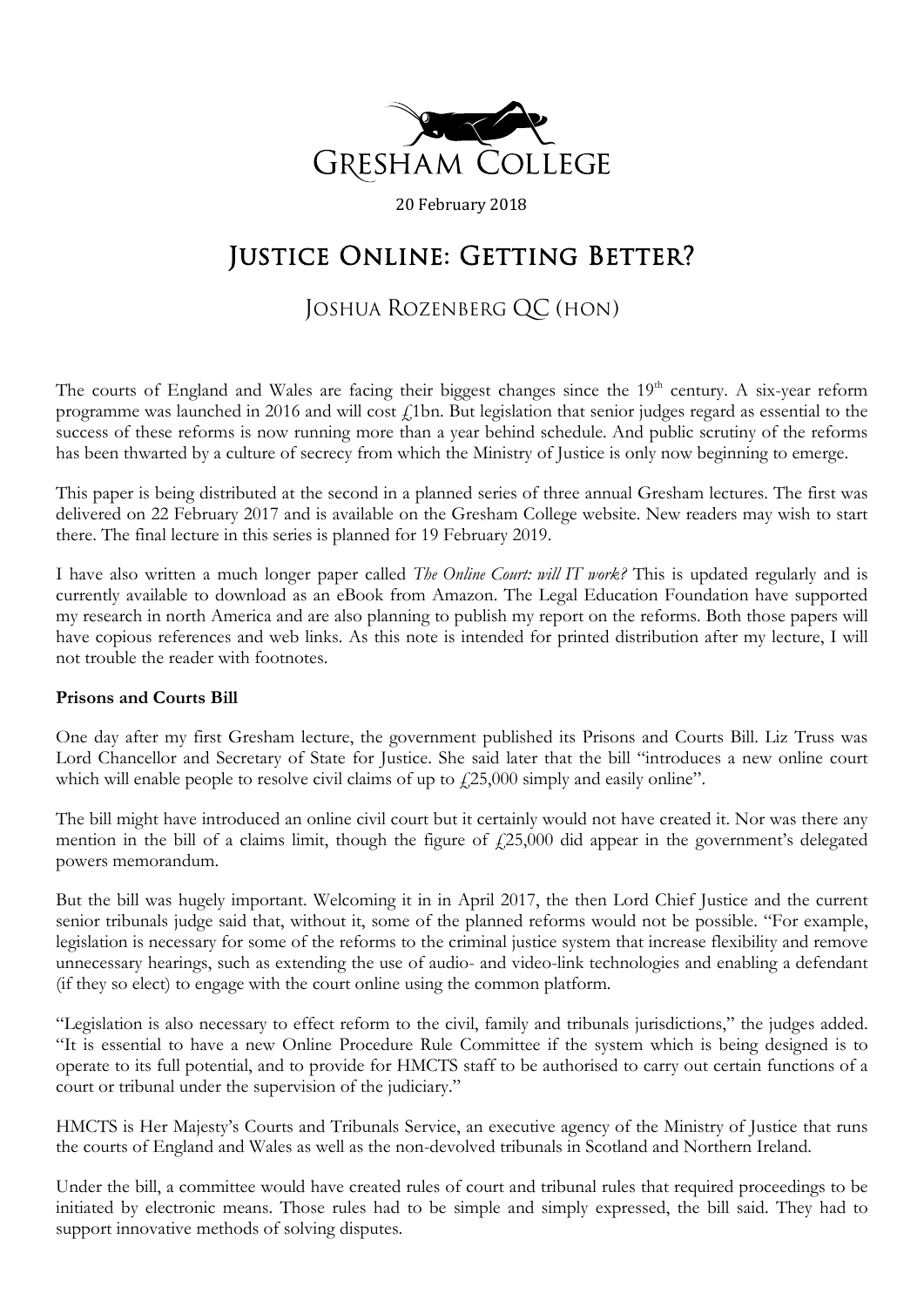Gresham College

20 February 2018

# Justice Online: Getting Better?

## Joshua Rozenberg QC (hon)

The courts of England and Wales are facing their biggest changes since the 19th century. A six-year reform programme was launched in 2016 and will cost £1bn. But legislation that senior judges regard as essential to the success of these reforms is now running more than a year behind schedule. And public scrutiny of the reforms has been thwarted by a culture of secrecy from which the Ministry of Justice is only now beginning to emerge.

This paper is being distributed at the second in a planned series of three annual Gresham lectures. The first was delivered on 22 February 2017 and is available on the Gresham College website. New readers may wish to start there. The final lecture in this series is planned for 19 February 2019.

I have also written a much longer paper called *The Online Court: will IT work?* This is updated regularly and is currently available to download as an eBook from Amazon. The Legal Education Foundation have supported my research in north America and are also planning to publish my report on the reforms. Both those papers will have copious references and web links. As this note is intended for printed distribution after my lecture, I will not trouble the reader with footnotes.

**Prisons and Courts Bill**

One day after my first Gresham lecture, the government published its Prisons and Courts Bill. Liz Truss was Lord Chancellor and Secretary of State for Justice. She said later that the bill "introduces a new online court which will enable people to resolve civil claims of up to £25,000 simply and easily online".

The bill might have introduced an online civil court but it certainly would not have created it. Nor was there any mention in the bill of a claims limit, though the figure of £25,000 did appear in the government's delegated powers memorandum.

But the bill was hugely important. Welcoming it in in April 2017, the then Lord Chief Justice and the current senior tribunals judge said that, without it, some of the planned reforms would not be possible. "For example, legislation is necessary for some of the reforms to the criminal justice system that increase flexibility and remove unnecessary hearings, such as extending the use of audio- and video-link technologies and enabling a defendant (if they so elect) to engage with the court online using the common platform.

"Legislation is also necessary to effect reform to the civil, family and tribunals jurisdictions," the judges added. "It is essential to have a new Online Procedure Rule Committee if the system which is being designed is to operate to its full potential, and to provide for HMCTS staff to be authorised to carry out certain functions of a court or tribunal under the supervision of the judiciary."

HMCTS is Her Majesty's Courts and Tribunals Service, an executive agency of the Ministry of Justice that runs the courts of England and Wales as well as the non-devolved tribunals in Scotland and Northern Ireland.

Under the bill, a committee would have created rules of court and tribunal rules that required proceedings to be initiated by electronic means. Those rules had to be simple and simply expressed, the bill said. They had to support innovative methods of solving disputes.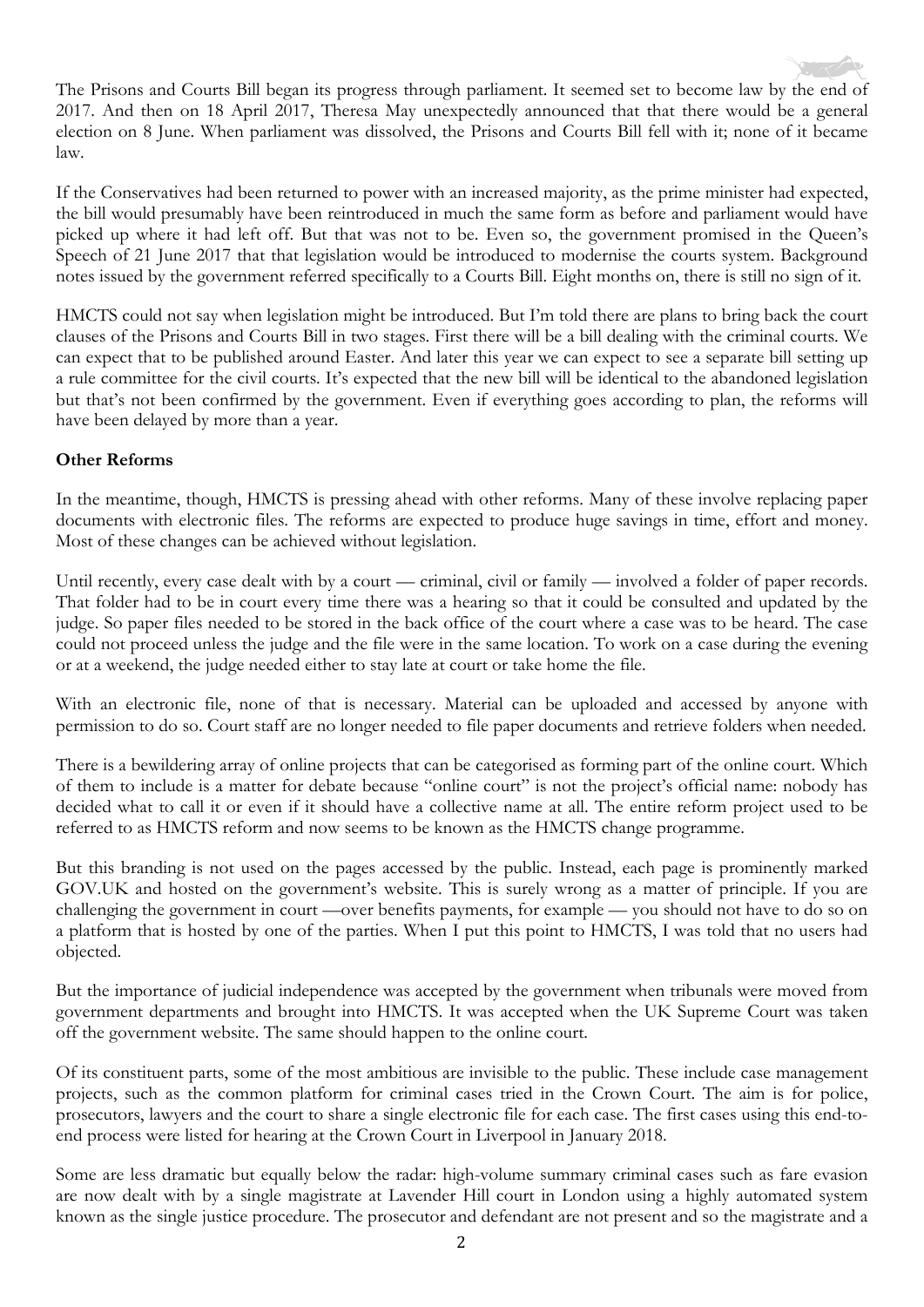The Prisons and Courts Bill began its progress through parliament. It seemed set to become law by the end of 2017. And then on 18 April 2017, Theresa May unexpectedly announced that that there would be a general election on 8 June. When parliament was dissolved, the Prisons and Courts Bill fell with it; none of it became law.

If the Conservatives had been returned to power with an increased majority, as the prime minister had expected, the bill would presumably have been reintroduced in much the same form as before and parliament would have picked up where it had left off. But that was not to be. Even so, the government promised in the Queen's Speech of 21 June 2017 that that legislation would be introduced to modernise the courts system. Background notes issued by the government referred specifically to a Courts Bill. Eight months on, there is still no sign of it.

HMCTS could not say when legislation might be introduced. But I'm told there are plans to bring back the court clauses of the Prisons and Courts Bill in two stages. First there will be a bill dealing with the criminal courts. We can expect that to be published around Easter. And later this year we can expect to see a separate bill setting up a rule committee for the civil courts. It's expected that the new bill will be identical to the abandoned legislation but that's not been confirmed by the government. Even if everything goes according to plan, the reforms will have been delayed by more than a year.

**Other Reforms**

In the meantime, though, HMCTS is pressing ahead with other reforms. Many of these involve replacing paper documents with electronic files. The reforms are expected to produce huge savings in time, effort and money. Most of these changes can be achieved without legislation.

Until recently, every case dealt with by a court — criminal, civil or family — involved a folder of paper records. That folder had to be in court every time there was a hearing so that it could be consulted and updated by the judge. So paper files needed to be stored in the back office of the court where a case was to be heard. The case could not proceed unless the judge and the file were in the same location. To work on a case during the evening or at a weekend, the judge needed either to stay late at court or take home the file.

With an electronic file, none of that is necessary. Material can be uploaded and accessed by anyone with permission to do so. Court staff are no longer needed to file paper documents and retrieve folders when needed.

There is a bewildering array of online projects that can be categorised as forming part of the online court. Which of them to include is a matter for debate because "online court" is not the project's official name: nobody has decided what to call it or even if it should have a collective name at all. The entire reform project used to be referred to as HMCTS reform and now seems to be known as the HMCTS change programme.

But this branding is not used on the pages accessed by the public. Instead, each page is prominently marked GOV.UK and hosted on the government's website. This is surely wrong as a matter of principle. If you are challenging the government in court —over benefits payments, for example — you should not have to do so on a platform that is hosted by one of the parties. When I put this point to HMCTS, I was told that no users had objected.

But the importance of judicial independence was accepted by the government when tribunals were moved from government departments and brought into HMCTS. It was accepted when the UK Supreme Court was taken off the government website. The same should happen to the online court.

Of its constituent parts, some of the most ambitious are invisible to the public. These include case management projects, such as the common platform for criminal cases tried in the Crown Court. The aim is for police, prosecutors, lawyers and the court to share a single electronic file for each case. The first cases using this end-to-end process were listed for hearing at the Crown Court in Liverpool in January 2018.

Some are less dramatic but equally below the radar: high-volume summary criminal cases such as fare evasion are now dealt with by a single magistrate at Lavender Hill court in London using a highly automated system known as the single justice procedure. The prosecutor and defendant are not present and so the magistrate and a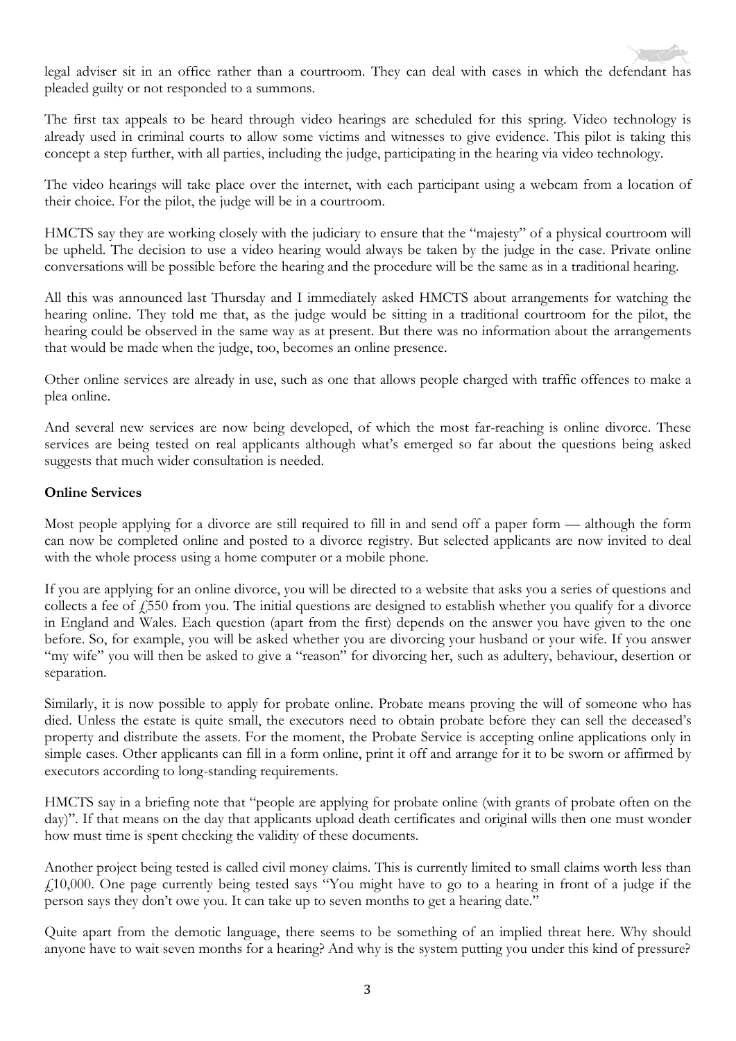legal adviser sit in an office rather than a courtroom. They can deal with cases in which the defendant has pleaded guilty or not responded to a summons.

The first tax appeals to be heard through video hearings are scheduled for this spring. Video technology is already used in criminal courts to allow some victims and witnesses to give evidence. This pilot is taking this concept a step further, with all parties, including the judge, participating in the hearing via video technology.

The video hearings will take place over the internet, with each participant using a webcam from a location of their choice. For the pilot, the judge will be in a courtroom.

HMCTS say they are working closely with the judiciary to ensure that the "majesty" of a physical courtroom will be upheld. The decision to use a video hearing would always be taken by the judge in the case. Private online conversations will be possible before the hearing and the procedure will be the same as in a traditional hearing.

All this was announced last Thursday and I immediately asked HMCTS about arrangements for watching the hearing online. They told me that, as the judge would be sitting in a traditional courtroom for the pilot, the hearing could be observed in the same way as at present. But there was no information about the arrangements that would be made when the judge, too, becomes an online presence.

Other online services are already in use, such as one that allows people charged with traffic offences to make a plea online.

And several new services are now being developed, of which the most far-reaching is online divorce. These services are being tested on real applicants although what's emerged so far about the questions being asked suggests that much wider consultation is needed.

**Online Services**

Most people applying for a divorce are still required to fill in and send off a paper form — although the form can now be completed online and posted to a divorce registry. But selected applicants are now invited to deal with the whole process using a home computer or a mobile phone.

If you are applying for an online divorce, you will be directed to a website that asks you a series of questions and collects a fee of £550 from you. The initial questions are designed to establish whether you qualify for a divorce in England and Wales. Each question (apart from the first) depends on the answer you have given to the one before. So, for example, you will be asked whether you are divorcing your husband or your wife. If you answer "my wife" you will then be asked to give a "reason" for divorcing her, such as adultery, behaviour, desertion or separation.

Similarly, it is now possible to apply for probate online. Probate means proving the will of someone who has died. Unless the estate is quite small, the executors need to obtain probate before they can sell the deceased's property and distribute the assets. For the moment, the Probate Service is accepting online applications only in simple cases. Other applicants can fill in a form online, print it off and arrange for it to be sworn or affirmed by executors according to long-standing requirements.

HMCTS say in a briefing note that "people are applying for probate online (with grants of probate often on the day)". If that means on the day that applicants upload death certificates and original wills then one must wonder how must time is spent checking the validity of these documents.

Another project being tested is called civil money claims. This is currently limited to small claims worth less than £10,000. One page currently being tested says "You might have to go to a hearing in front of a judge if the person says they don't owe you. It can take up to seven months to get a hearing date."

Quite apart from the demotic language, there seems to be something of an implied threat here. Why should anyone have to wait seven months for a hearing? And why is the system putting you under this kind of pressure?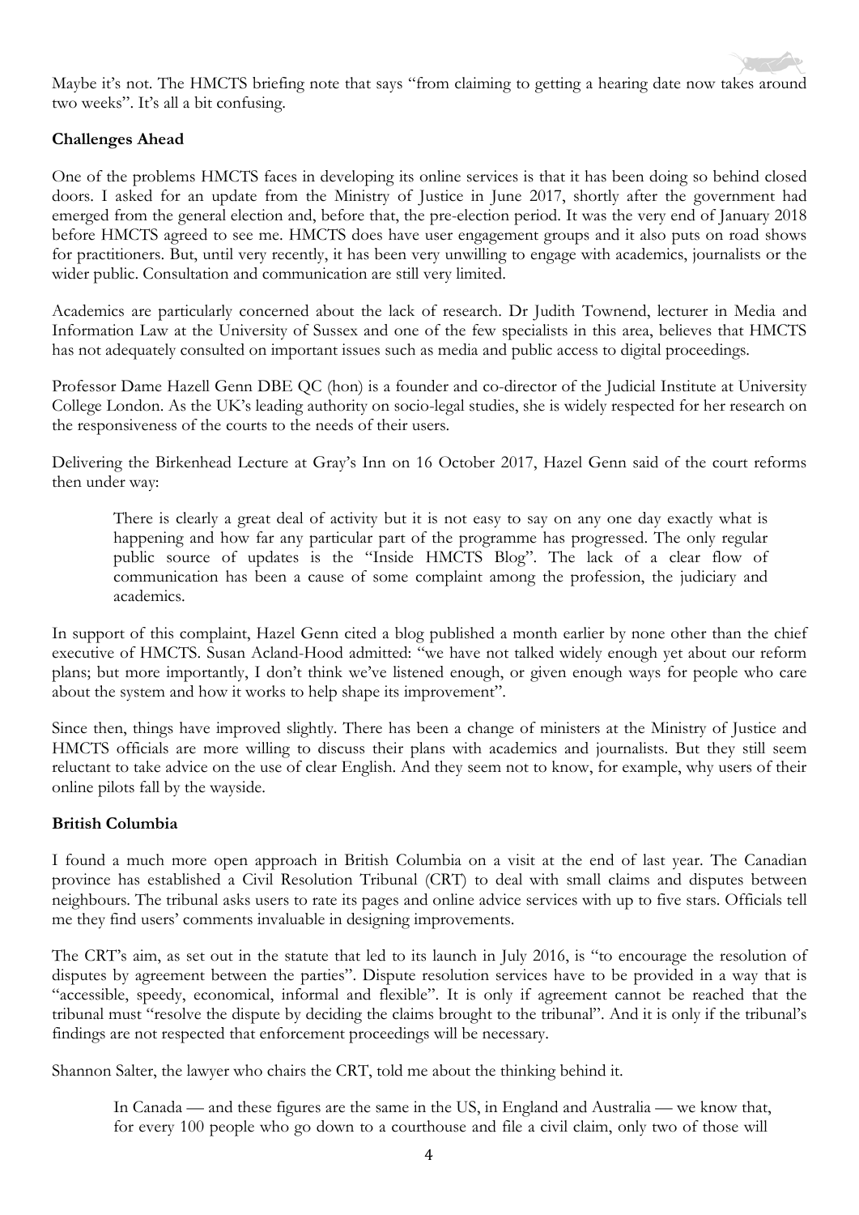Maybe it's not. The HMCTS briefing note that says "from claiming to getting a hearing date now takes around two weeks". It's all a bit confusing.

**Challenges Ahead**

One of the problems HMCTS faces in developing its online services is that it has been doing so behind closed doors. I asked for an update from the Ministry of Justice in June 2017, shortly after the government had emerged from the general election and, before that, the pre-election period. It was the very end of January 2018 before HMCTS agreed to see me. HMCTS does have user engagement groups and it also puts on road shows for practitioners. But, until very recently, it has been very unwilling to engage with academics, journalists or the wider public. Consultation and communication are still very limited.

Academics are particularly concerned about the lack of research. Dr Judith Townend, lecturer in Media and Information Law at the University of Sussex and one of the few specialists in this area, believes that HMCTS has not adequately consulted on important issues such as media and public access to digital proceedings.

Professor Dame Hazell Genn DBE QC (hon) is a founder and co-director of the Judicial Institute at University College London. As the UK's leading authority on socio-legal studies, she is widely respected for her research on the responsiveness of the courts to the needs of their users.

Delivering the Birkenhead Lecture at Gray's Inn on 16 October 2017, Hazel Genn said of the court reforms then under way:

> There is clearly a great deal of activity but it is not easy to say on any one day exactly what is happening and how far any particular part of the programme has progressed. The only regular public source of updates is the "Inside HMCTS Blog". The lack of a clear flow of communication has been a cause of some complaint among the profession, the judiciary and academics.

In support of this complaint, Hazel Genn cited a blog published a month earlier by none other than the chief executive of HMCTS. Susan Acland-Hood admitted: "we have not talked widely enough yet about our reform plans; but more importantly, I don't think we've listened enough, or given enough ways for people who care about the system and how it works to help shape its improvement".

Since then, things have improved slightly. There has been a change of ministers at the Ministry of Justice and HMCTS officials are more willing to discuss their plans with academics and journalists. But they still seem reluctant to take advice on the use of clear English. And they seem not to know, for example, why users of their online pilots fall by the wayside.

**British Columbia**

I found a much more open approach in British Columbia on a visit at the end of last year. The Canadian province has established a Civil Resolution Tribunal (CRT) to deal with small claims and disputes between neighbours. The tribunal asks users to rate its pages and online advice services with up to five stars. Officials tell me they find users' comments invaluable in designing improvements.

The CRT's aim, as set out in the statute that led to its launch in July 2016, is "to encourage the resolution of disputes by agreement between the parties". Dispute resolution services have to be provided in a way that is "accessible, speedy, economical, informal and flexible". It is only if agreement cannot be reached that the tribunal must "resolve the dispute by deciding the claims brought to the tribunal". And it is only if the tribunal's findings are not respected that enforcement proceedings will be necessary.

Shannon Salter, the lawyer who chairs the CRT, told me about the thinking behind it.

> In Canada — and these figures are the same in the US, in England and Australia — we know that, for every 100 people who go down to a courthouse and file a civil claim, only two of those will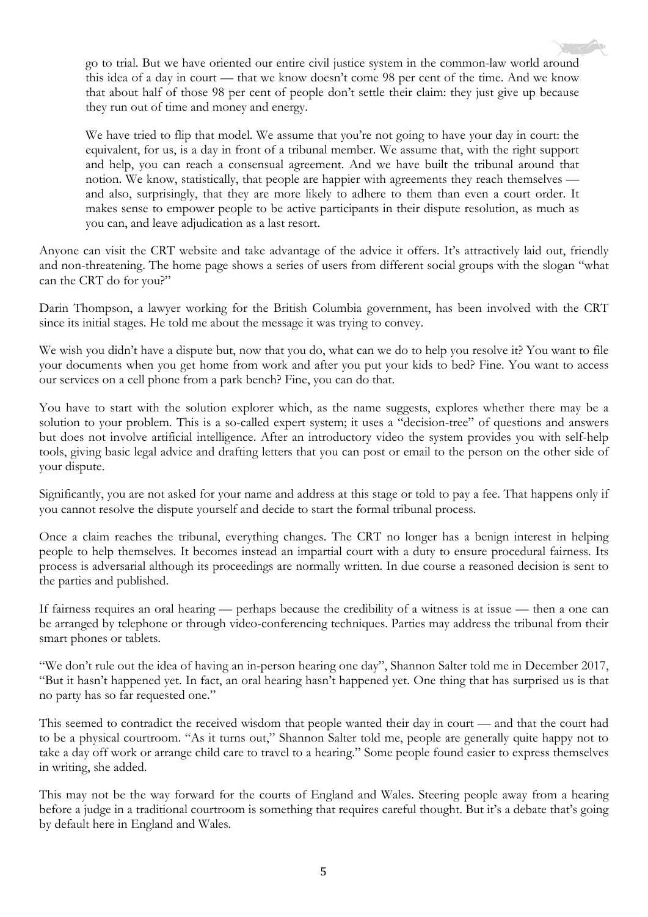> go to trial. But we have oriented our entire civil justice system in the common-law world around this idea of a day in court — that we know doesn't come 98 per cent of the time. And we know that about half of those 98 per cent of people don't settle their claim: they just give up because they run out of time and money and energy.
>
> We have tried to flip that model. We assume that you're not going to have your day in court: the equivalent, for us, is a day in front of a tribunal member. We assume that, with the right support and help, you can reach a consensual agreement. And we have built the tribunal around that notion. We know, statistically, that people are happier with agreements they reach themselves — and also, surprisingly, that they are more likely to adhere to them than even a court order. It makes sense to empower people to be active participants in their dispute resolution, as much as you can, and leave adjudication as a last resort.

Anyone can visit the CRT website and take advantage of the advice it offers. It's attractively laid out, friendly and non-threatening. The home page shows a series of users from different social groups with the slogan "what can the CRT do for you?"

Darin Thompson, a lawyer working for the British Columbia government, has been involved with the CRT since its initial stages. He told me about the message it was trying to convey.

We wish you didn't have a dispute but, now that you do, what can we do to help you resolve it? You want to file your documents when you get home from work and after you put your kids to bed? Fine. You want to access our services on a cell phone from a park bench? Fine, you can do that.

You have to start with the solution explorer which, as the name suggests, explores whether there may be a solution to your problem. This is a so-called expert system; it uses a "decision-tree" of questions and answers but does not involve artificial intelligence. After an introductory video the system provides you with self-help tools, giving basic legal advice and drafting letters that you can post or email to the person on the other side of your dispute.

Significantly, you are not asked for your name and address at this stage or told to pay a fee. That happens only if you cannot resolve the dispute yourself and decide to start the formal tribunal process.

Once a claim reaches the tribunal, everything changes. The CRT no longer has a benign interest in helping people to help themselves. It becomes instead an impartial court with a duty to ensure procedural fairness. Its process is adversarial although its proceedings are normally written. In due course a reasoned decision is sent to the parties and published.

If fairness requires an oral hearing — perhaps because the credibility of a witness is at issue — then a one can be arranged by telephone or through video-conferencing techniques. Parties may address the tribunal from their smart phones or tablets.

"We don't rule out the idea of having an in-person hearing one day", Shannon Salter told me in December 2017, "But it hasn't happened yet. In fact, an oral hearing hasn't happened yet. One thing that has surprised us is that no party has so far requested one."

This seemed to contradict the received wisdom that people wanted their day in court — and that the court had to be a physical courtroom. "As it turns out," Shannon Salter told me, people are generally quite happy not to take a day off work or arrange child care to travel to a hearing." Some people found easier to express themselves in writing, she added.

This may not be the way forward for the courts of England and Wales. Steering people away from a hearing before a judge in a traditional courtroom is something that requires careful thought. But it's a debate that's going by default here in England and Wales.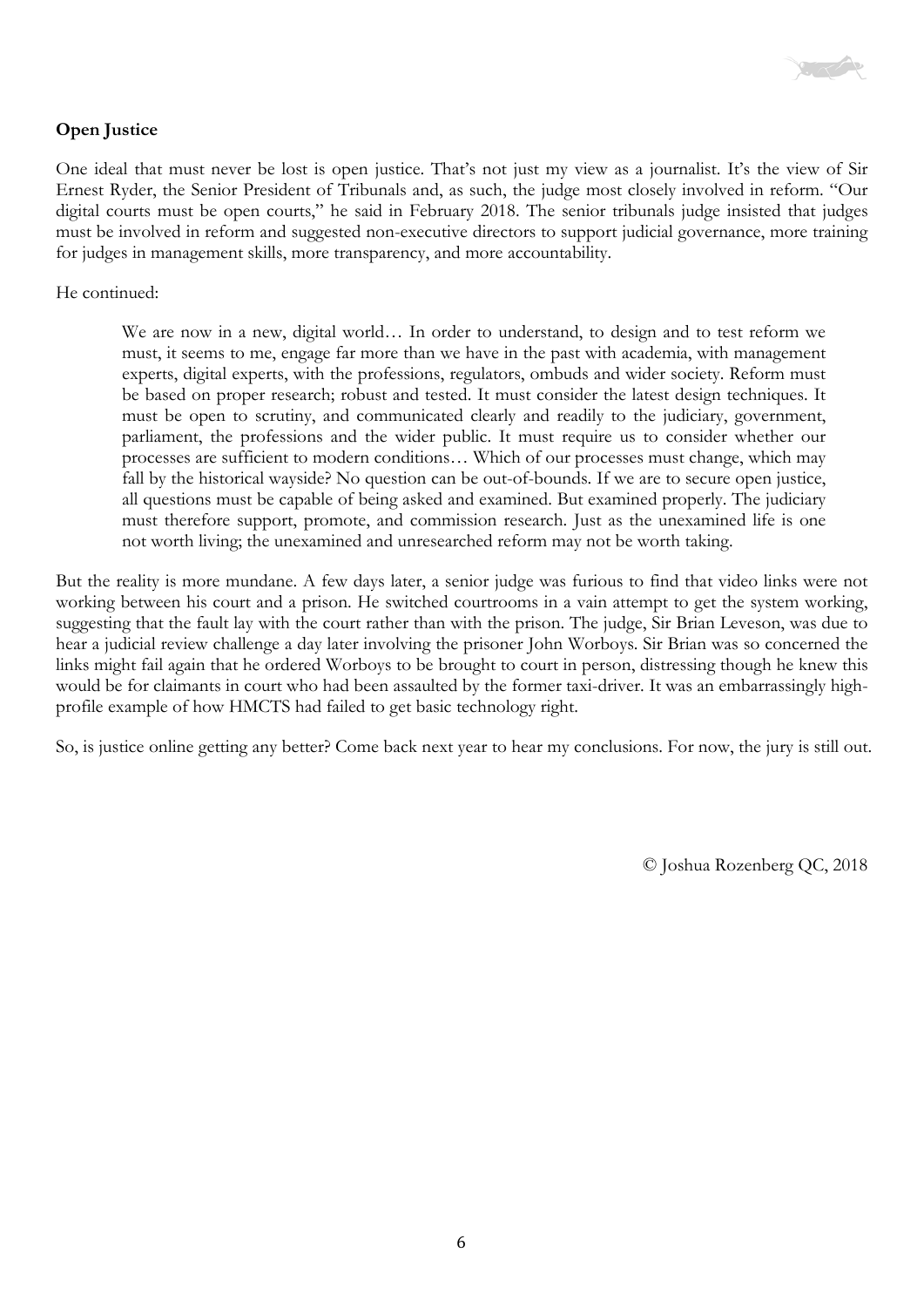**Open Justice**

One ideal that must never be lost is open justice. That's not just my view as a journalist. It's the view of Sir Ernest Ryder, the Senior President of Tribunals and, as such, the judge most closely involved in reform. "Our digital courts must be open courts," he said in February 2018. The senior tribunals judge insisted that judges must be involved in reform and suggested non-executive directors to support judicial governance, more training for judges in management skills, more transparency, and more accountability.

He continued:

> We are now in a new, digital world… In order to understand, to design and to test reform we must, it seems to me, engage far more than we have in the past with academia, with management experts, digital experts, with the professions, regulators, ombuds and wider society. Reform must be based on proper research; robust and tested. It must consider the latest design techniques. It must be open to scrutiny, and communicated clearly and readily to the judiciary, government, parliament, the professions and the wider public. It must require us to consider whether our processes are sufficient to modern conditions… Which of our processes must change, which may fall by the historical wayside? No question can be out-of-bounds. If we are to secure open justice, all questions must be capable of being asked and examined. But examined properly. The judiciary must therefore support, promote, and commission research. Just as the unexamined life is one not worth living; the unexamined and unresearched reform may not be worth taking.

But the reality is more mundane. A few days later, a senior judge was furious to find that video links were not working between his court and a prison. He switched courtrooms in a vain attempt to get the system working, suggesting that the fault lay with the court rather than with the prison. The judge, Sir Brian Leveson, was due to hear a judicial review challenge a day later involving the prisoner John Worboys. Sir Brian was so concerned the links might fail again that he ordered Worboys to be brought to court in person, distressing though he knew this would be for claimants in court who had been assaulted by the former taxi-driver. It was an embarrassingly high-profile example of how HMCTS had failed to get basic technology right.

So, is justice online getting any better? Come back next year to hear my conclusions. For now, the jury is still out.

© Joshua Rozenberg QC, 2018